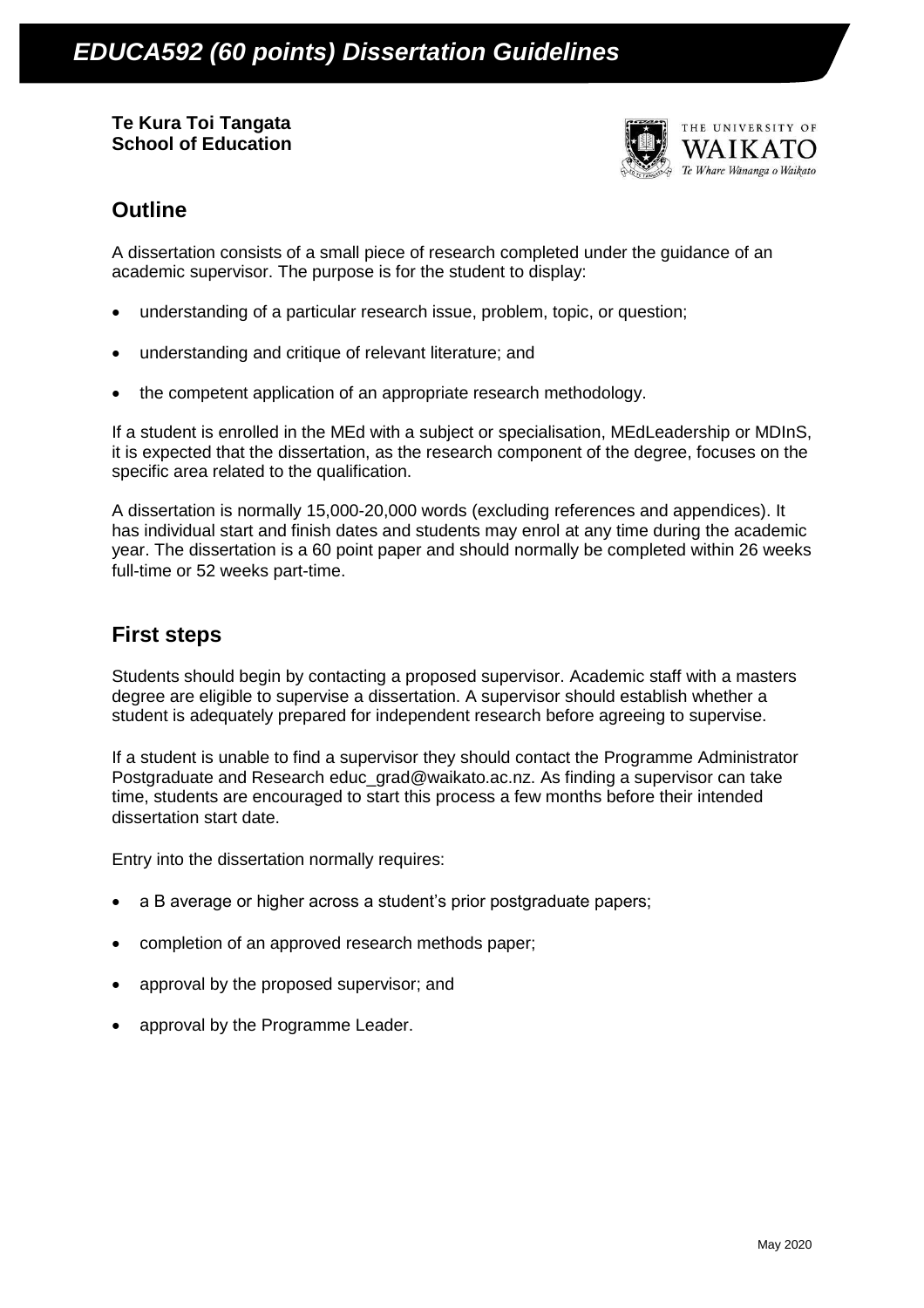# EDUCA592 (60 points) Dissertation Guidelines

**Te Kura Toi Tangata**
**School of Education**

THE UNIVERSITY OF WAIKATO
*Te Whare Wānanga o Waikato*

## Outline

A dissertation consists of a small piece of research completed under the guidance of an academic supervisor. The purpose is for the student to display:

- understanding of a particular research issue, problem, topic, or question;
- understanding and critique of relevant literature; and
- the competent application of an appropriate research methodology.

If a student is enrolled in the MEd with a subject or specialisation, MEdLeadership or MDInS, it is expected that the dissertation, as the research component of the degree, focuses on the specific area related to the qualification.

A dissertation is normally 15,000-20,000 words (excluding references and appendices). It has individual start and finish dates and students may enrol at any time during the academic year. The dissertation is a 60 point paper and should normally be completed within 26 weeks full-time or 52 weeks part-time.

## First steps

Students should begin by contacting a proposed supervisor. Academic staff with a masters degree are eligible to supervise a dissertation. A supervisor should establish whether a student is adequately prepared for independent research before agreeing to supervise.

If a student is unable to find a supervisor they should contact the Programme Administrator Postgraduate and Research educ_grad@waikato.ac.nz. As finding a supervisor can take time, students are encouraged to start this process a few months before their intended dissertation start date.

Entry into the dissertation normally requires:

- a B average or higher across a student's prior postgraduate papers;
- completion of an approved research methods paper;
- approval by the proposed supervisor; and
- approval by the Programme Leader.

May 2020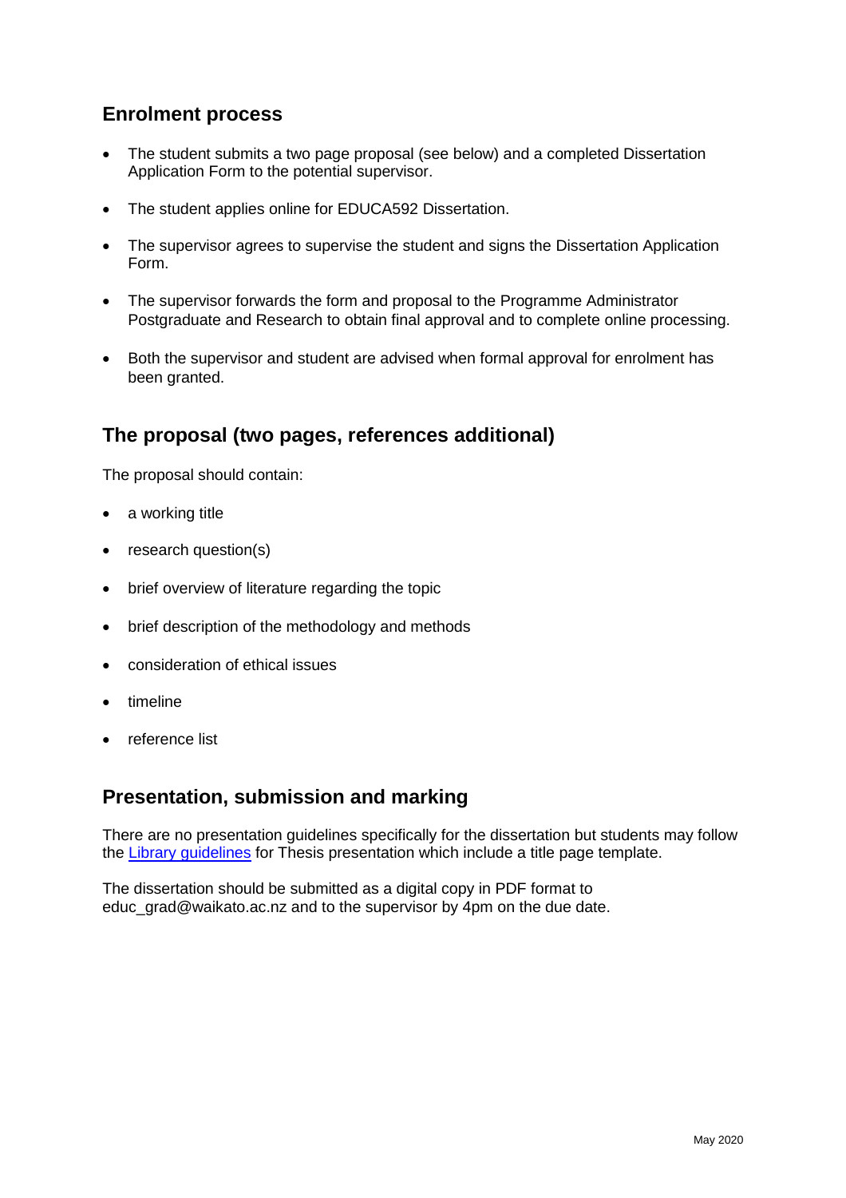## Enrolment process

- The student submits a two page proposal (see below) and a completed Dissertation Application Form to the potential supervisor.
- The student applies online for EDUCA592 Dissertation.
- The supervisor agrees to supervise the student and signs the Dissertation Application Form.
- The supervisor forwards the form and proposal to the Programme Administrator Postgraduate and Research to obtain final approval and to complete online processing.
- Both the supervisor and student are advised when formal approval for enrolment has been granted.

## The proposal (two pages, references additional)

The proposal should contain:

- a working title
- research question(s)
- brief overview of literature regarding the topic
- brief description of the methodology and methods
- consideration of ethical issues
- timeline
- reference list

## Presentation, submission and marking

There are no presentation guidelines specifically for the dissertation but students may follow the [Library guidelines] for Thesis presentation which include a title page template.

The dissertation should be submitted as a digital copy in PDF format to educ_grad@waikato.ac.nz and to the supervisor by 4pm on the due date.

May 2020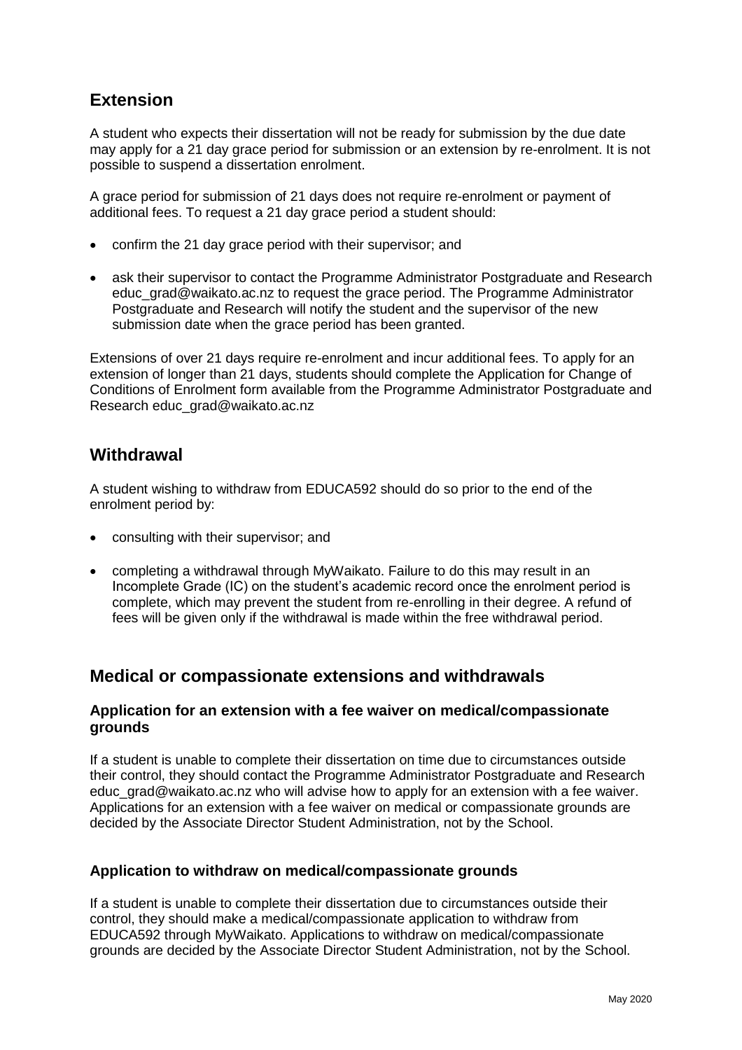## Extension

A student who expects their dissertation will not be ready for submission by the due date may apply for a 21 day grace period for submission or an extension by re-enrolment. It is not possible to suspend a dissertation enrolment.

A grace period for submission of 21 days does not require re-enrolment or payment of additional fees. To request a 21 day grace period a student should:

- confirm the 21 day grace period with their supervisor; and
- ask their supervisor to contact the Programme Administrator Postgraduate and Research educ_grad@waikato.ac.nz to request the grace period. The Programme Administrator Postgraduate and Research will notify the student and the supervisor of the new submission date when the grace period has been granted.

Extensions of over 21 days require re-enrolment and incur additional fees. To apply for an extension of longer than 21 days, students should complete the Application for Change of Conditions of Enrolment form available from the Programme Administrator Postgraduate and Research educ_grad@waikato.ac.nz

## Withdrawal

A student wishing to withdraw from EDUCA592 should do so prior to the end of the enrolment period by:

- consulting with their supervisor; and
- completing a withdrawal through MyWaikato. Failure to do this may result in an Incomplete Grade (IC) on the student's academic record once the enrolment period is complete, which may prevent the student from re-enrolling in their degree. A refund of fees will be given only if the withdrawal is made within the free withdrawal period.

## Medical or compassionate extensions and withdrawals

### Application for an extension with a fee waiver on medical/compassionate grounds

If a student is unable to complete their dissertation on time due to circumstances outside their control, they should contact the Programme Administrator Postgraduate and Research educ_grad@waikato.ac.nz who will advise how to apply for an extension with a fee waiver. Applications for an extension with a fee waiver on medical or compassionate grounds are decided by the Associate Director Student Administration, not by the School.

### Application to withdraw on medical/compassionate grounds

If a student is unable to complete their dissertation due to circumstances outside their control, they should make a medical/compassionate application to withdraw from EDUCA592 through MyWaikato. Applications to withdraw on medical/compassionate grounds are decided by the Associate Director Student Administration, not by the School.

May 2020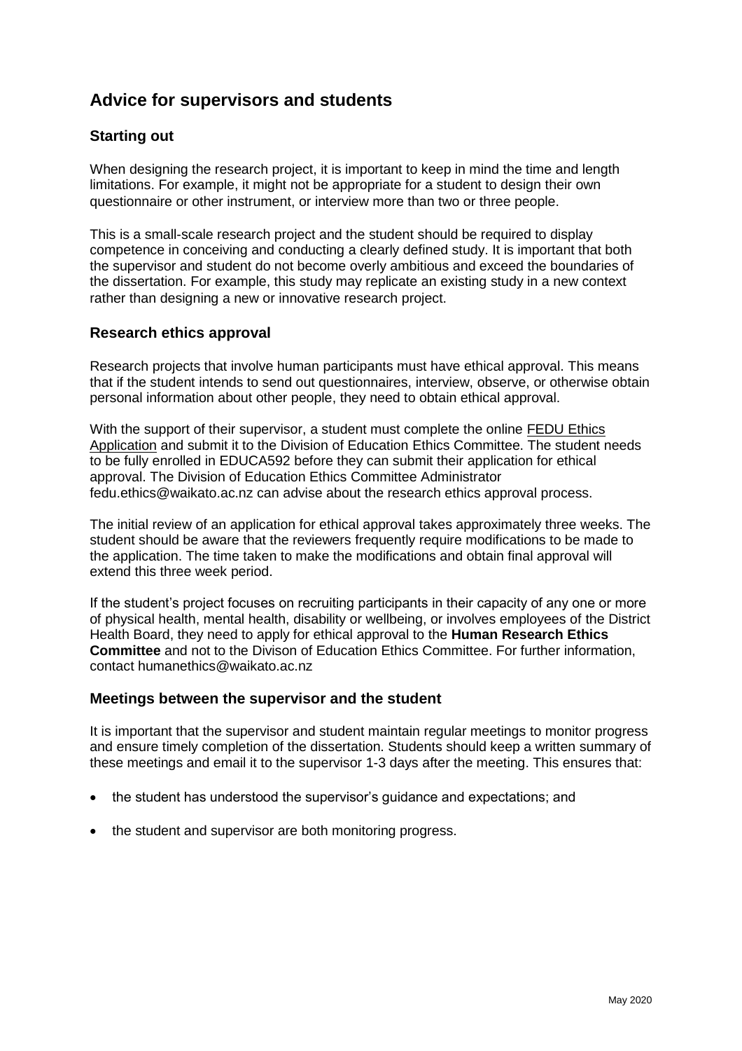## Advice for supervisors and students

### Starting out

When designing the research project, it is important to keep in mind the time and length limitations. For example, it might not be appropriate for a student to design their own questionnaire or other instrument, or interview more than two or three people.

This is a small-scale research project and the student should be required to display competence in conceiving and conducting a clearly defined study. It is important that both the supervisor and student do not become overly ambitious and exceed the boundaries of the dissertation. For example, this study may replicate an existing study in a new context rather than designing a new or innovative research project.

### Research ethics approval

Research projects that involve human participants must have ethical approval. This means that if the student intends to send out questionnaires, interview, observe, or otherwise obtain personal information about other people, they need to obtain ethical approval.

With the support of their supervisor, a student must complete the online FEDU Ethics Application and submit it to the Division of Education Ethics Committee. The student needs to be fully enrolled in EDUCA592 before they can submit their application for ethical approval. The Division of Education Ethics Committee Administrator fedu.ethics@waikato.ac.nz can advise about the research ethics approval process.

The initial review of an application for ethical approval takes approximately three weeks. The student should be aware that the reviewers frequently require modifications to be made to the application. The time taken to make the modifications and obtain final approval will extend this three week period.

If the student's project focuses on recruiting participants in their capacity of any one or more of physical health, mental health, disability or wellbeing, or involves employees of the District Health Board, they need to apply for ethical approval to the **Human Research Ethics Committee** and not to the Divison of Education Ethics Committee. For further information, contact humanethics@waikato.ac.nz

### Meetings between the supervisor and the student

It is important that the supervisor and student maintain regular meetings to monitor progress and ensure timely completion of the dissertation. Students should keep a written summary of these meetings and email it to the supervisor 1-3 days after the meeting. This ensures that:

- the student has understood the supervisor's guidance and expectations; and
- the student and supervisor are both monitoring progress.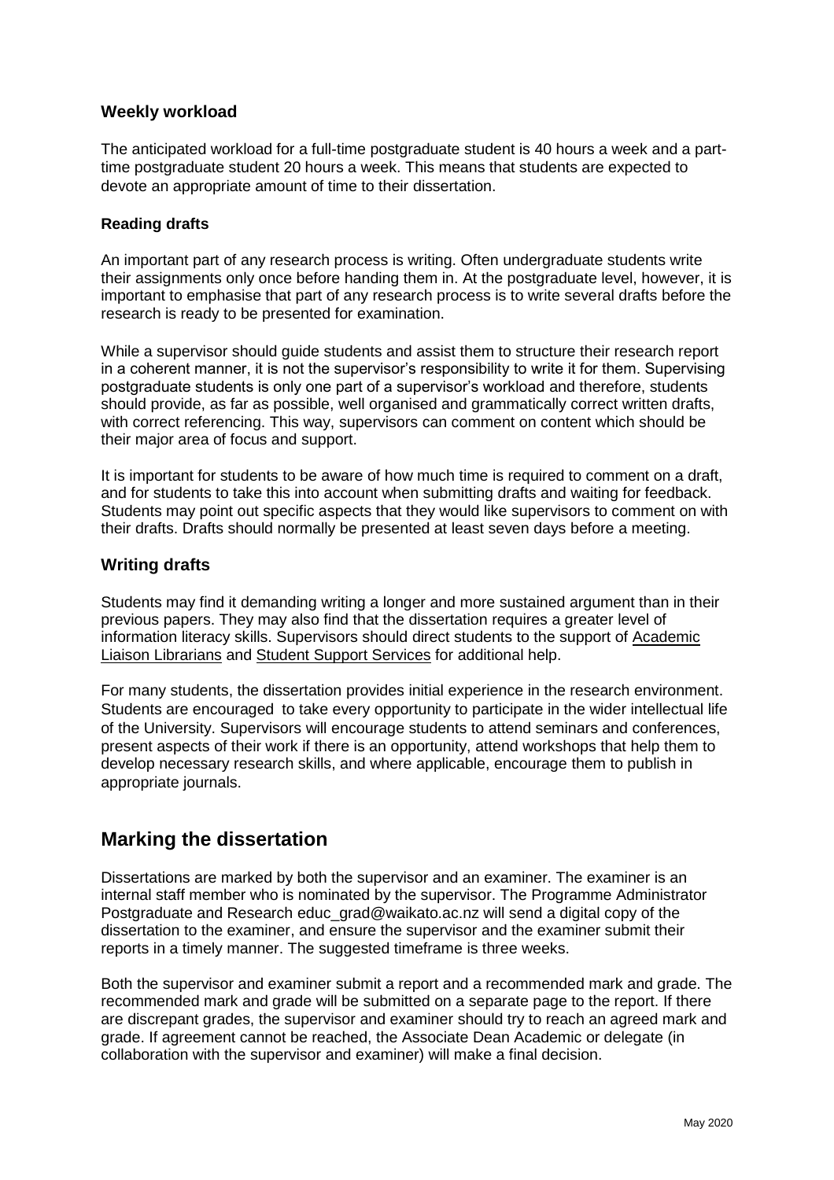### Weekly workload

The anticipated workload for a full-time postgraduate student is 40 hours a week and a part-time postgraduate student 20 hours a week. This means that students are expected to devote an appropriate amount of time to their dissertation.

#### Reading drafts

An important part of any research process is writing. Often undergraduate students write their assignments only once before handing them in. At the postgraduate level, however, it is important to emphasise that part of any research process is to write several drafts before the research is ready to be presented for examination.

While a supervisor should guide students and assist them to structure their research report in a coherent manner, it is not the supervisor's responsibility to write it for them. Supervising postgraduate students is only one part of a supervisor's workload and therefore, students should provide, as far as possible, well organised and grammatically correct written drafts, with correct referencing. This way, supervisors can comment on content which should be their major area of focus and support.

It is important for students to be aware of how much time is required to comment on a draft, and for students to take this into account when submitting drafts and waiting for feedback. Students may point out specific aspects that they would like supervisors to comment on with their drafts. Drafts should normally be presented at least seven days before a meeting.

### Writing drafts

Students may find it demanding writing a longer and more sustained argument than in their previous papers. They may also find that the dissertation requires a greater level of information literacy skills. Supervisors should direct students to the support of Academic Liaison Librarians and Student Support Services for additional help.

For many students, the dissertation provides initial experience in the research environment. Students are encouraged to take every opportunity to participate in the wider intellectual life of the University. Supervisors will encourage students to attend seminars and conferences, present aspects of their work if there is an opportunity, attend workshops that help them to develop necessary research skills, and where applicable, encourage them to publish in appropriate journals.

## Marking the dissertation

Dissertations are marked by both the supervisor and an examiner. The examiner is an internal staff member who is nominated by the supervisor. The Programme Administrator Postgraduate and Research educ_grad@waikato.ac.nz will send a digital copy of the dissertation to the examiner, and ensure the supervisor and the examiner submit their reports in a timely manner. The suggested timeframe is three weeks.

Both the supervisor and examiner submit a report and a recommended mark and grade. The recommended mark and grade will be submitted on a separate page to the report. If there are discrepant grades, the supervisor and examiner should try to reach an agreed mark and grade. If agreement cannot be reached, the Associate Dean Academic or delegate (in collaboration with the supervisor and examiner) will make a final decision.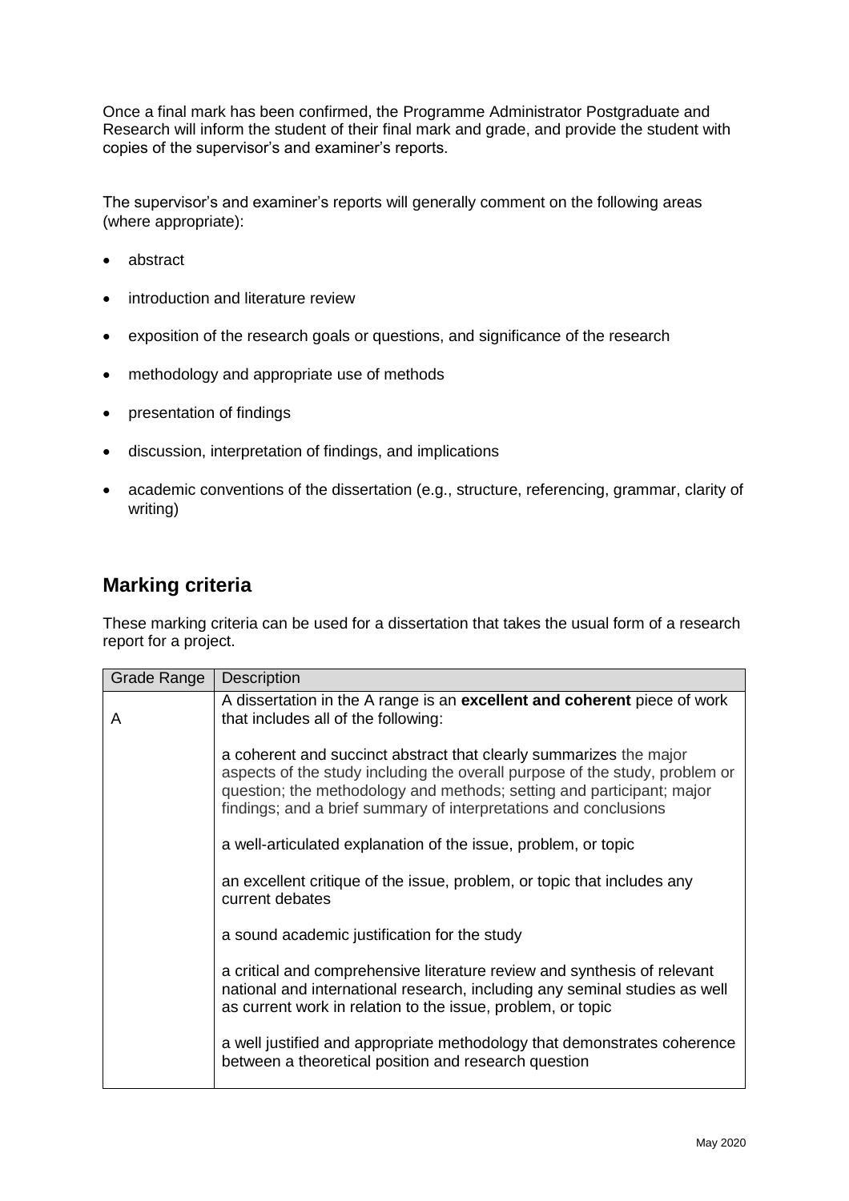Once a final mark has been confirmed, the Programme Administrator Postgraduate and Research will inform the student of their final mark and grade, and provide the student with copies of the supervisor's and examiner's reports.

The supervisor's and examiner's reports will generally comment on the following areas (where appropriate):

- abstract
- introduction and literature review
- exposition of the research goals or questions, and significance of the research
- methodology and appropriate use of methods
- presentation of findings
- discussion, interpretation of findings, and implications
- academic conventions of the dissertation (e.g., structure, referencing, grammar, clarity of writing)

## Marking criteria

These marking criteria can be used for a dissertation that takes the usual form of a research report for a project.

| Grade Range | Description |
|---|---|
| A | A dissertation in the A range is an **excellent and coherent** piece of work that includes all of the following:<br><br>a coherent and succinct abstract that clearly summarizes the major aspects of the study including the overall purpose of the study, problem or question; the methodology and methods; setting and participant; major findings; and a brief summary of interpretations and conclusions<br><br>a well-articulated explanation of the issue, problem, or topic<br><br>an excellent critique of the issue, problem, or topic that includes any current debates<br><br>a sound academic justification for the study<br><br>a critical and comprehensive literature review and synthesis of relevant national and international research, including any seminal studies as well as current work in relation to the issue, problem, or topic<br><br>a well justified and appropriate methodology that demonstrates coherence between a theoretical position and research question |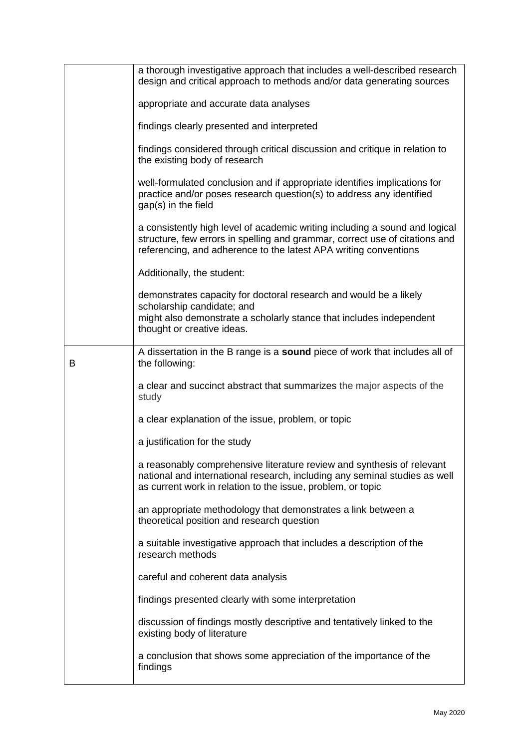| | |
|---|---|
| | a thorough investigative approach that includes a well-described research design and critical approach to methods and/or data generating sources<br><br>appropriate and accurate data analyses<br><br>findings clearly presented and interpreted<br><br>findings considered through critical discussion and critique in relation to the existing body of research<br><br>well-formulated conclusion and if appropriate identifies implications for practice and/or poses research question(s) to address any identified gap(s) in the field<br><br>a consistently high level of academic writing including a sound and logical structure, few errors in spelling and grammar, correct use of citations and referencing, and adherence to the latest APA writing conventions<br><br>Additionally, the student:<br><br>demonstrates capacity for doctoral research and would be a likely scholarship candidate; and<br>might also demonstrate a scholarly stance that includes independent thought or creative ideas. |
| B | A dissertation in the B range is a **sound** piece of work that includes all of the following:<br><br>a clear and succinct abstract that summarizes the major aspects of the study<br><br>a clear explanation of the issue, problem, or topic<br><br>a justification for the study<br><br>a reasonably comprehensive literature review and synthesis of relevant national and international research, including any seminal studies as well as current work in relation to the issue, problem, or topic<br><br>an appropriate methodology that demonstrates a link between a theoretical position and research question<br><br>a suitable investigative approach that includes a description of the research methods<br><br>careful and coherent data analysis<br><br>findings presented clearly with some interpretation<br><br>discussion of findings mostly descriptive and tentatively linked to the existing body of literature<br><br>a conclusion that shows some appreciation of the importance of the findings |

May 2020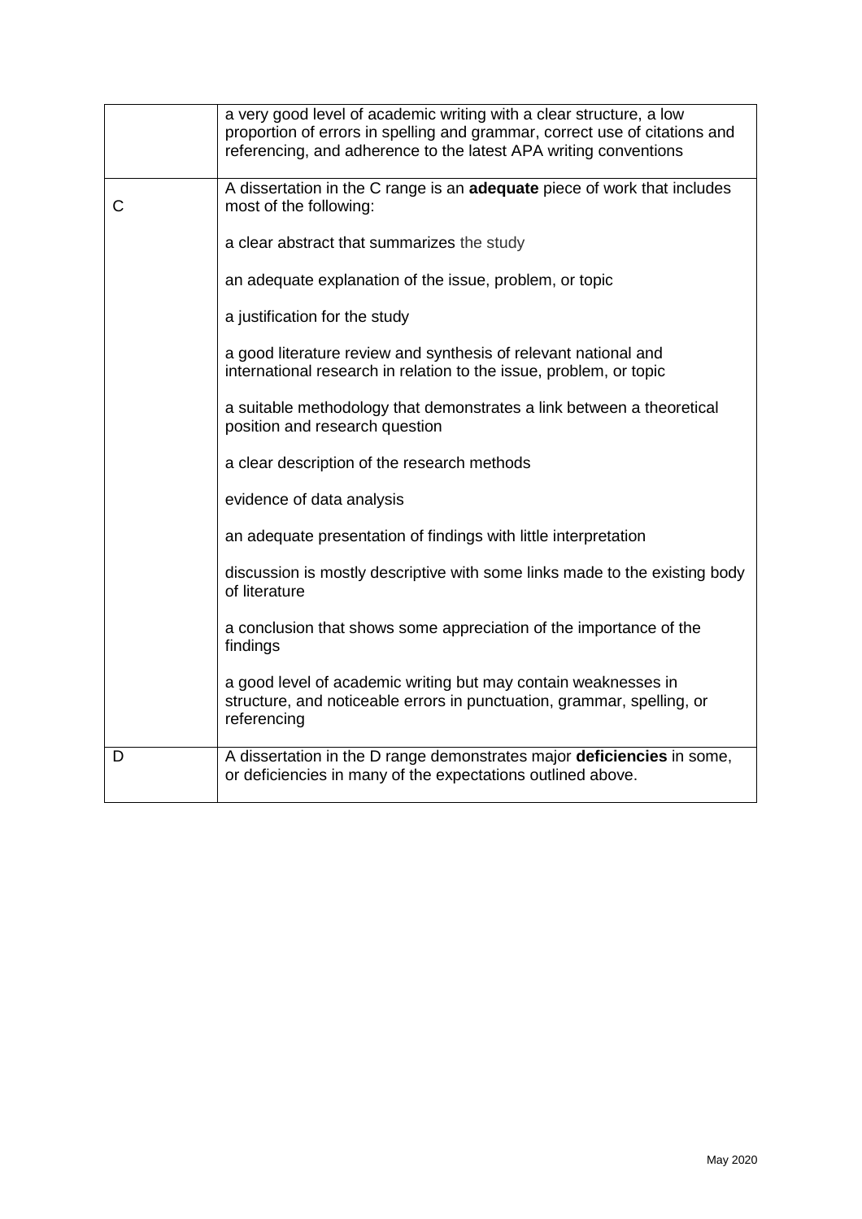| | |
|---|---|
| | a very good level of academic writing with a clear structure, a low proportion of errors in spelling and grammar, correct use of citations and referencing, and adherence to the latest APA writing conventions |
| C | A dissertation in the C range is an **adequate** piece of work that includes most of the following:<br><br>a clear abstract that summarizes the study<br><br>an adequate explanation of the issue, problem, or topic<br><br>a justification for the study<br><br>a good literature review and synthesis of relevant national and international research in relation to the issue, problem, or topic<br><br>a suitable methodology that demonstrates a link between a theoretical position and research question<br><br>a clear description of the research methods<br><br>evidence of data analysis<br><br>an adequate presentation of findings with little interpretation<br><br>discussion is mostly descriptive with some links made to the existing body of literature<br><br>a conclusion that shows some appreciation of the importance of the findings<br><br>a good level of academic writing but may contain weaknesses in structure, and noticeable errors in punctuation, grammar, spelling, or referencing |
| D | A dissertation in the D range demonstrates major **deficiencies** in some, or deficiencies in many of the expectations outlined above. |